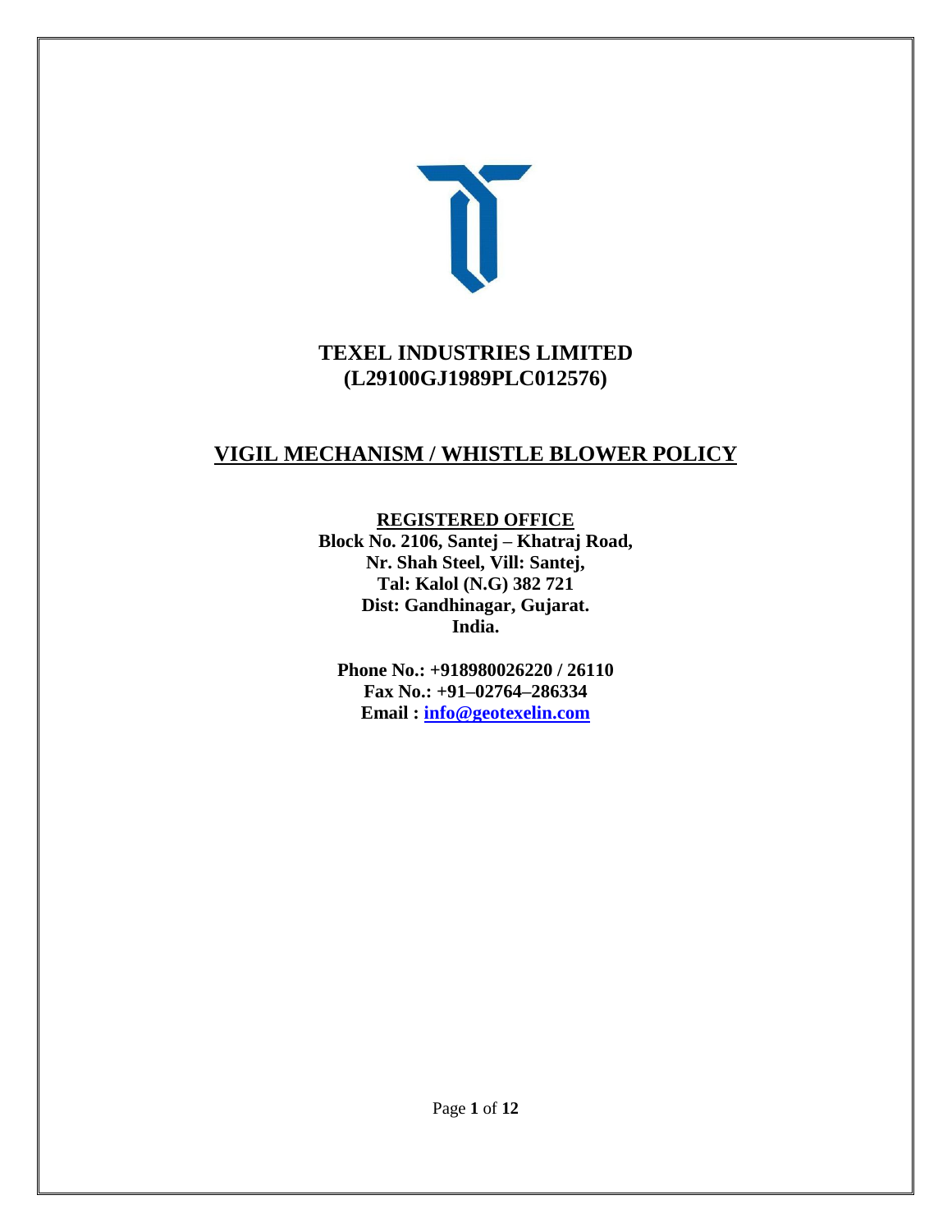# TEXEL INDUSTRIES LIMITED
# (L29100GJ1989PLC012576)

## VIGIL MECHANISM / WHISTLE BLOWER POLICY

**REGISTERED OFFICE**

**Block No. 2106, Santej – Khatraj Road,**
**Nr. Shah Steel, Vill: Santej,**
**Tal: Kalol (N.G) 382 721**
**Dist: Gandhinagar, Gujarat.**
**India.**

**Phone No.: +918980026220 / 26110**
**Fax No.: +91–02764–286334**
**Email : info@geotexelin.com**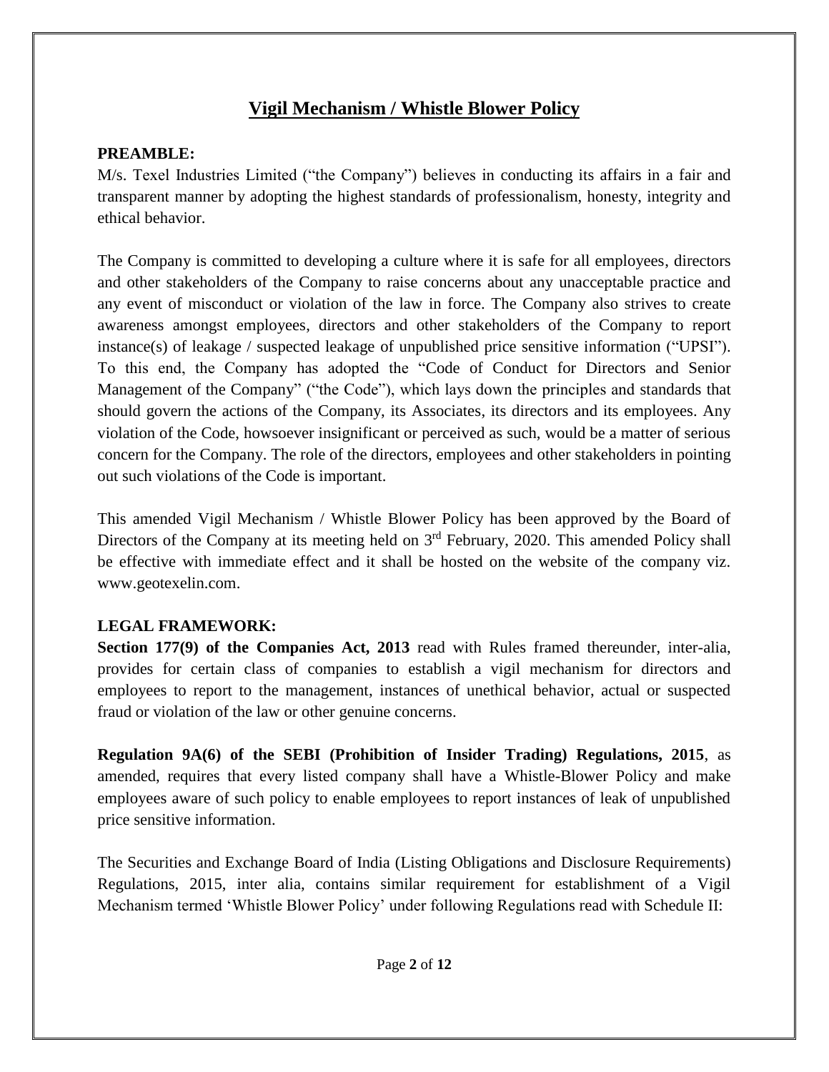# Vigil Mechanism / Whistle Blower Policy

**PREAMBLE:**

M/s. Texel Industries Limited ("the Company") believes in conducting its affairs in a fair and transparent manner by adopting the highest standards of professionalism, honesty, integrity and ethical behavior.

The Company is committed to developing a culture where it is safe for all employees, directors and other stakeholders of the Company to raise concerns about any unacceptable practice and any event of misconduct or violation of the law in force. The Company also strives to create awareness amongst employees, directors and other stakeholders of the Company to report instance(s) of leakage / suspected leakage of unpublished price sensitive information ("UPSI"). To this end, the Company has adopted the "Code of Conduct for Directors and Senior Management of the Company" ("the Code"), which lays down the principles and standards that should govern the actions of the Company, its Associates, its directors and its employees. Any violation of the Code, howsoever insignificant or perceived as such, would be a matter of serious concern for the Company. The role of the directors, employees and other stakeholders in pointing out such violations of the Code is important.

This amended Vigil Mechanism / Whistle Blower Policy has been approved by the Board of Directors of the Company at its meeting held on 3rd February, 2020. This amended Policy shall be effective with immediate effect and it shall be hosted on the website of the company viz. www.geotexelin.com.

**LEGAL FRAMEWORK:**

**Section 177(9) of the Companies Act, 2013** read with Rules framed thereunder, inter-alia, provides for certain class of companies to establish a vigil mechanism for directors and employees to report to the management, instances of unethical behavior, actual or suspected fraud or violation of the law or other genuine concerns.

**Regulation 9A(6) of the SEBI (Prohibition of Insider Trading) Regulations, 2015**, as amended, requires that every listed company shall have a Whistle-Blower Policy and make employees aware of such policy to enable employees to report instances of leak of unpublished price sensitive information.

The Securities and Exchange Board of India (Listing Obligations and Disclosure Requirements) Regulations, 2015, inter alia, contains similar requirement for establishment of a Vigil Mechanism termed 'Whistle Blower Policy' under following Regulations read with Schedule II: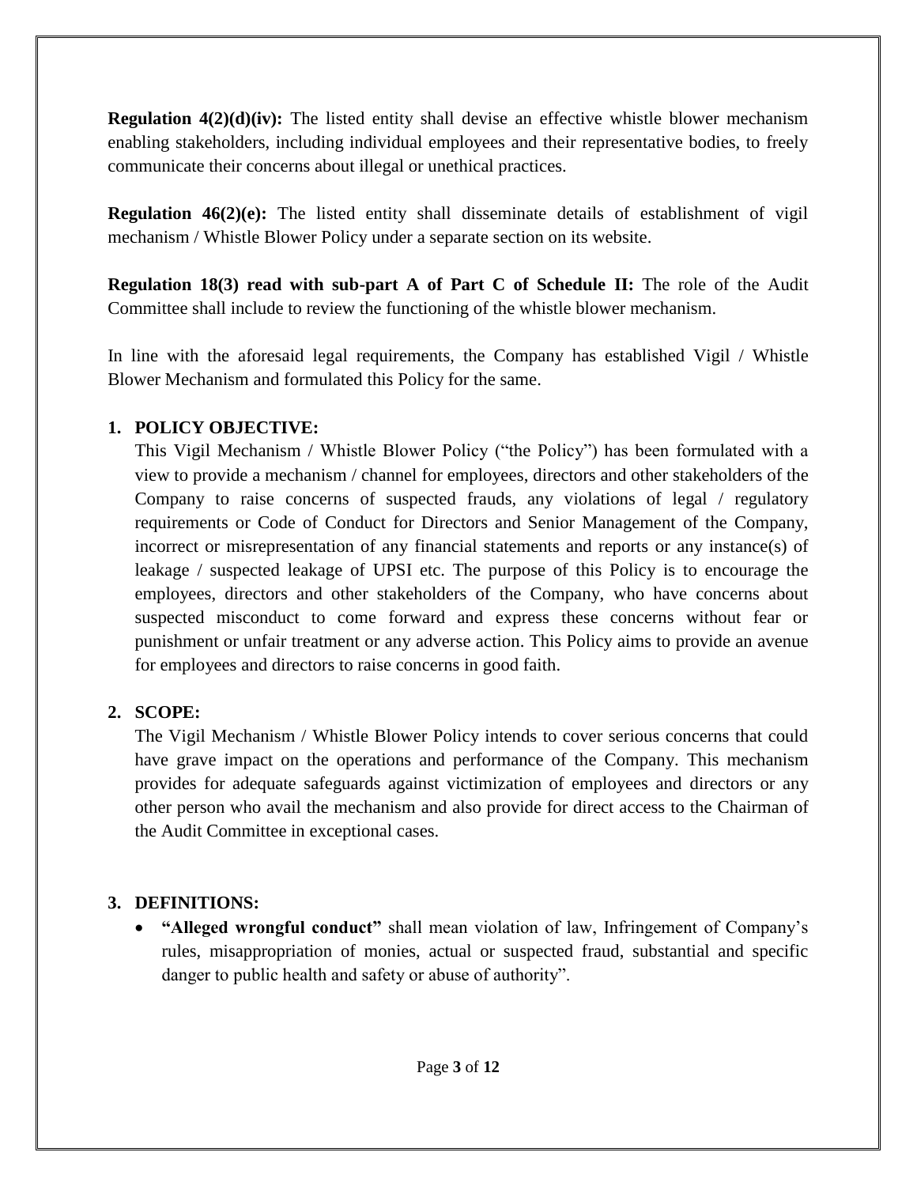**Regulation 4(2)(d)(iv):** The listed entity shall devise an effective whistle blower mechanism enabling stakeholders, including individual employees and their representative bodies, to freely communicate their concerns about illegal or unethical practices.

**Regulation 46(2)(e):** The listed entity shall disseminate details of establishment of vigil mechanism / Whistle Blower Policy under a separate section on its website.

**Regulation 18(3) read with sub-part A of Part C of Schedule II:** The role of the Audit Committee shall include to review the functioning of the whistle blower mechanism.

In line with the aforesaid legal requirements, the Company has established Vigil / Whistle Blower Mechanism and formulated this Policy for the same.

## 1. POLICY OBJECTIVE:

This Vigil Mechanism / Whistle Blower Policy ("the Policy") has been formulated with a view to provide a mechanism / channel for employees, directors and other stakeholders of the Company to raise concerns of suspected frauds, any violations of legal / regulatory requirements or Code of Conduct for Directors and Senior Management of the Company, incorrect or misrepresentation of any financial statements and reports or any instance(s) of leakage / suspected leakage of UPSI etc. The purpose of this Policy is to encourage the employees, directors and other stakeholders of the Company, who have concerns about suspected misconduct to come forward and express these concerns without fear or punishment or unfair treatment or any adverse action. This Policy aims to provide an avenue for employees and directors to raise concerns in good faith.

## 2. SCOPE:

The Vigil Mechanism / Whistle Blower Policy intends to cover serious concerns that could have grave impact on the operations and performance of the Company. This mechanism provides for adequate safeguards against victimization of employees and directors or any other person who avail the mechanism and also provide for direct access to the Chairman of the Audit Committee in exceptional cases.

## 3. DEFINITIONS:

- **"Alleged wrongful conduct"** shall mean violation of law, Infringement of Company's rules, misappropriation of monies, actual or suspected fraud, substantial and specific danger to public health and safety or abuse of authority".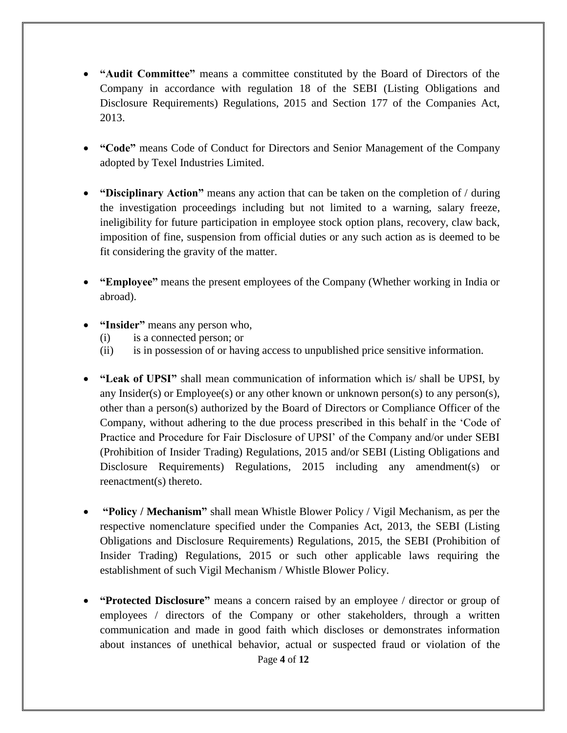- **"Audit Committee"** means a committee constituted by the Board of Directors of the Company in accordance with regulation 18 of the SEBI (Listing Obligations and Disclosure Requirements) Regulations, 2015 and Section 177 of the Companies Act, 2013.

- **"Code"** means Code of Conduct for Directors and Senior Management of the Company adopted by Texel Industries Limited.

- **"Disciplinary Action"** means any action that can be taken on the completion of / during the investigation proceedings including but not limited to a warning, salary freeze, ineligibility for future participation in employee stock option plans, recovery, claw back, imposition of fine, suspension from official duties or any such action as is deemed to be fit considering the gravity of the matter.

- **"Employee"** means the present employees of the Company (Whether working in India or abroad).

- **"Insider"** means any person who,
  - (i) is a connected person; or
  - (ii) is in possession of or having access to unpublished price sensitive information.

- **"Leak of UPSI"** shall mean communication of information which is/ shall be UPSI, by any Insider(s) or Employee(s) or any other known or unknown person(s) to any person(s), other than a person(s) authorized by the Board of Directors or Compliance Officer of the Company, without adhering to the due process prescribed in this behalf in the 'Code of Practice and Procedure for Fair Disclosure of UPSI' of the Company and/or under SEBI (Prohibition of Insider Trading) Regulations, 2015 and/or SEBI (Listing Obligations and Disclosure Requirements) Regulations, 2015 including any amendment(s) or reenactment(s) thereto.

- **"Policy / Mechanism"** shall mean Whistle Blower Policy / Vigil Mechanism, as per the respective nomenclature specified under the Companies Act, 2013, the SEBI (Listing Obligations and Disclosure Requirements) Regulations, 2015, the SEBI (Prohibition of Insider Trading) Regulations, 2015 or such other applicable laws requiring the establishment of such Vigil Mechanism / Whistle Blower Policy.

- **"Protected Disclosure"** means a concern raised by an employee / director or group of employees / directors of the Company or other stakeholders, through a written communication and made in good faith which discloses or demonstrates information about instances of unethical behavior, actual or suspected fraud or violation of the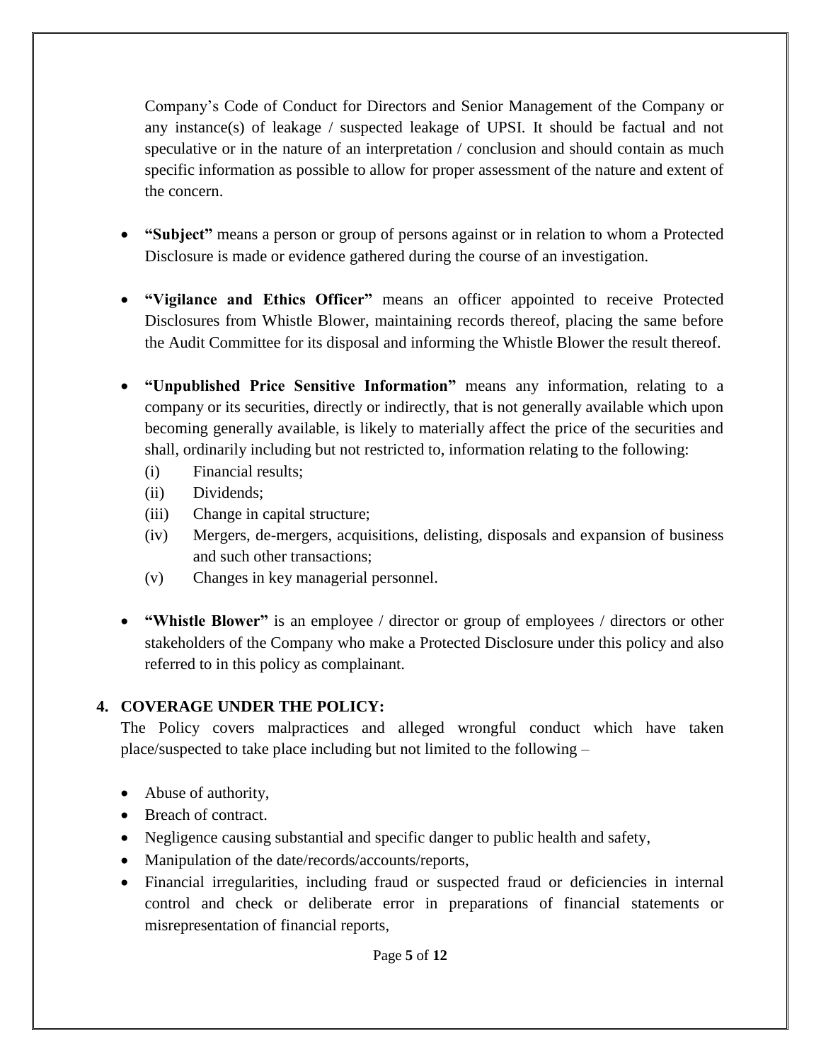Company's Code of Conduct for Directors and Senior Management of the Company or any instance(s) of leakage / suspected leakage of UPSI. It should be factual and not speculative or in the nature of an interpretation / conclusion and should contain as much specific information as possible to allow for proper assessment of the nature and extent of the concern.

- **"Subject"** means a person or group of persons against or in relation to whom a Protected Disclosure is made or evidence gathered during the course of an investigation.
- **"Vigilance and Ethics Officer"** means an officer appointed to receive Protected Disclosures from Whistle Blower, maintaining records thereof, placing the same before the Audit Committee for its disposal and informing the Whistle Blower the result thereof.
- **"Unpublished Price Sensitive Information"** means any information, relating to a company or its securities, directly or indirectly, that is not generally available which upon becoming generally available, is likely to materially affect the price of the securities and shall, ordinarily including but not restricted to, information relating to the following:
  - (i) Financial results;
  - (ii) Dividends;
  - (iii) Change in capital structure;
  - (iv) Mergers, de-mergers, acquisitions, delisting, disposals and expansion of business and such other transactions;
  - (v) Changes in key managerial personnel.
- **"Whistle Blower"** is an employee / director or group of employees / directors or other stakeholders of the Company who make a Protected Disclosure under this policy and also referred to in this policy as complainant.

## 4. COVERAGE UNDER THE POLICY:

The Policy covers malpractices and alleged wrongful conduct which have taken place/suspected to take place including but not limited to the following –

- Abuse of authority,
- Breach of contract.
- Negligence causing substantial and specific danger to public health and safety,
- Manipulation of the date/records/accounts/reports,
- Financial irregularities, including fraud or suspected fraud or deficiencies in internal control and check or deliberate error in preparations of financial statements or misrepresentation of financial reports,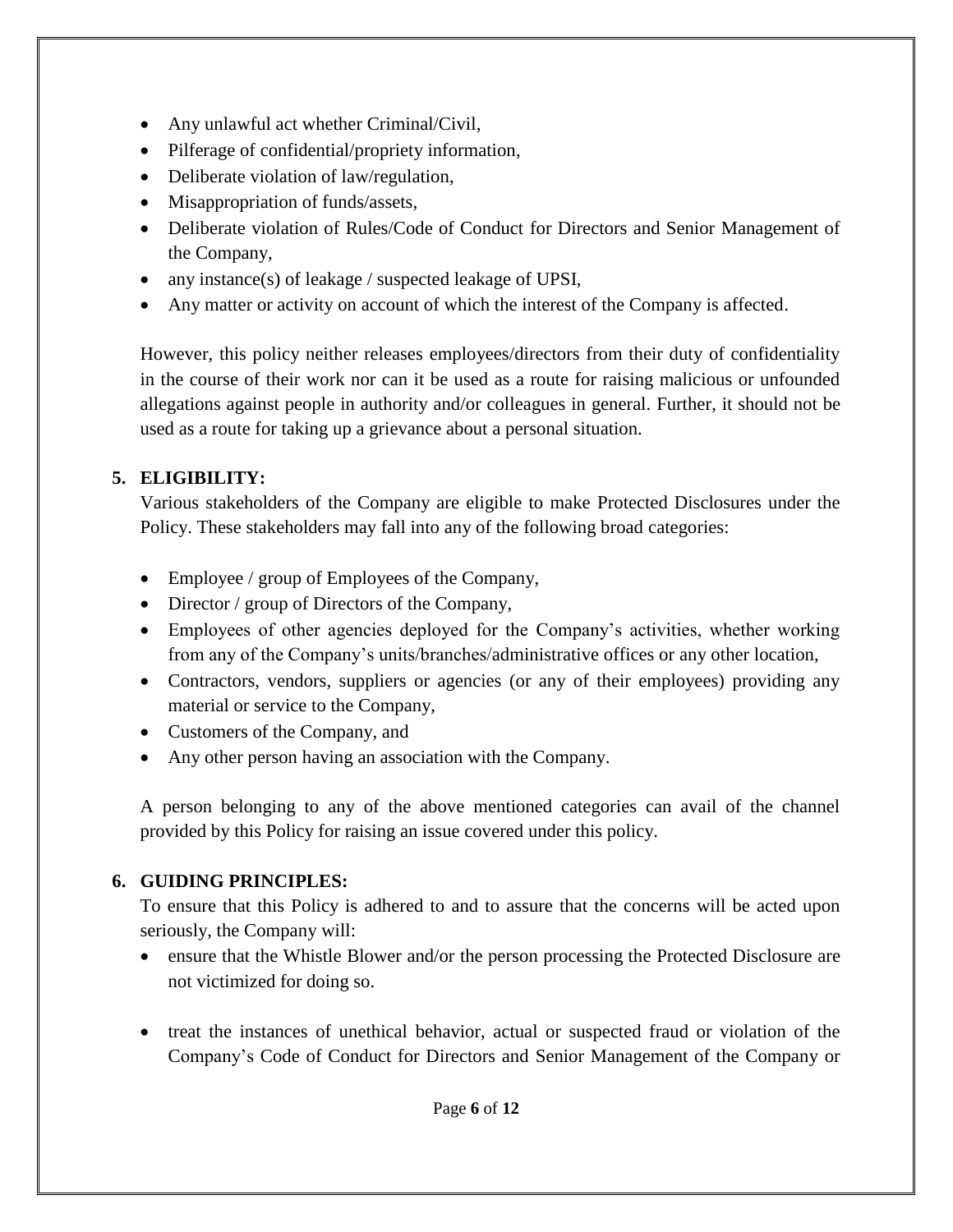- Any unlawful act whether Criminal/Civil,
- Pilferage of confidential/propriety information,
- Deliberate violation of law/regulation,
- Misappropriation of funds/assets,
- Deliberate violation of Rules/Code of Conduct for Directors and Senior Management of the Company,
- any instance(s) of leakage / suspected leakage of UPSI,
- Any matter or activity on account of which the interest of the Company is affected.

However, this policy neither releases employees/directors from their duty of confidentiality in the course of their work nor can it be used as a route for raising malicious or unfounded allegations against people in authority and/or colleagues in general. Further, it should not be used as a route for taking up a grievance about a personal situation.

## 5. ELIGIBILITY:

Various stakeholders of the Company are eligible to make Protected Disclosures under the Policy. These stakeholders may fall into any of the following broad categories:

- Employee / group of Employees of the Company,
- Director / group of Directors of the Company,
- Employees of other agencies deployed for the Company's activities, whether working from any of the Company's units/branches/administrative offices or any other location,
- Contractors, vendors, suppliers or agencies (or any of their employees) providing any material or service to the Company,
- Customers of the Company, and
- Any other person having an association with the Company.

A person belonging to any of the above mentioned categories can avail of the channel provided by this Policy for raising an issue covered under this policy.

## 6. GUIDING PRINCIPLES:

To ensure that this Policy is adhered to and to assure that the concerns will be acted upon seriously, the Company will:

- ensure that the Whistle Blower and/or the person processing the Protected Disclosure are not victimized for doing so.
- treat the instances of unethical behavior, actual or suspected fraud or violation of the Company's Code of Conduct for Directors and Senior Management of the Company or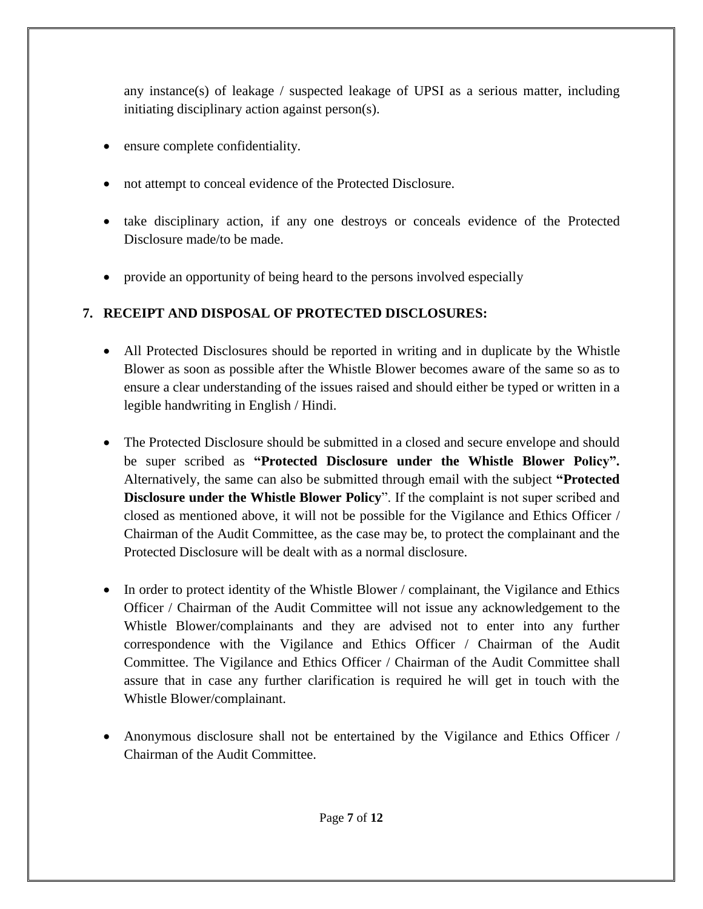any instance(s) of leakage / suspected leakage of UPSI as a serious matter, including initiating disciplinary action against person(s).

- ensure complete confidentiality.
- not attempt to conceal evidence of the Protected Disclosure.
- take disciplinary action, if any one destroys or conceals evidence of the Protected Disclosure made/to be made.
- provide an opportunity of being heard to the persons involved especially

## 7. RECEIPT AND DISPOSAL OF PROTECTED DISCLOSURES:

- All Protected Disclosures should be reported in writing and in duplicate by the Whistle Blower as soon as possible after the Whistle Blower becomes aware of the same so as to ensure a clear understanding of the issues raised and should either be typed or written in a legible handwriting in English / Hindi.
- The Protected Disclosure should be submitted in a closed and secure envelope and should be super scribed as **"Protected Disclosure under the Whistle Blower Policy".** Alternatively, the same can also be submitted through email with the subject **"Protected Disclosure under the Whistle Blower Policy**". If the complaint is not super scribed and closed as mentioned above, it will not be possible for the Vigilance and Ethics Officer / Chairman of the Audit Committee, as the case may be, to protect the complainant and the Protected Disclosure will be dealt with as a normal disclosure.
- In order to protect identity of the Whistle Blower / complainant, the Vigilance and Ethics Officer / Chairman of the Audit Committee will not issue any acknowledgement to the Whistle Blower/complainants and they are advised not to enter into any further correspondence with the Vigilance and Ethics Officer / Chairman of the Audit Committee. The Vigilance and Ethics Officer / Chairman of the Audit Committee shall assure that in case any further clarification is required he will get in touch with the Whistle Blower/complainant.
- Anonymous disclosure shall not be entertained by the Vigilance and Ethics Officer / Chairman of the Audit Committee.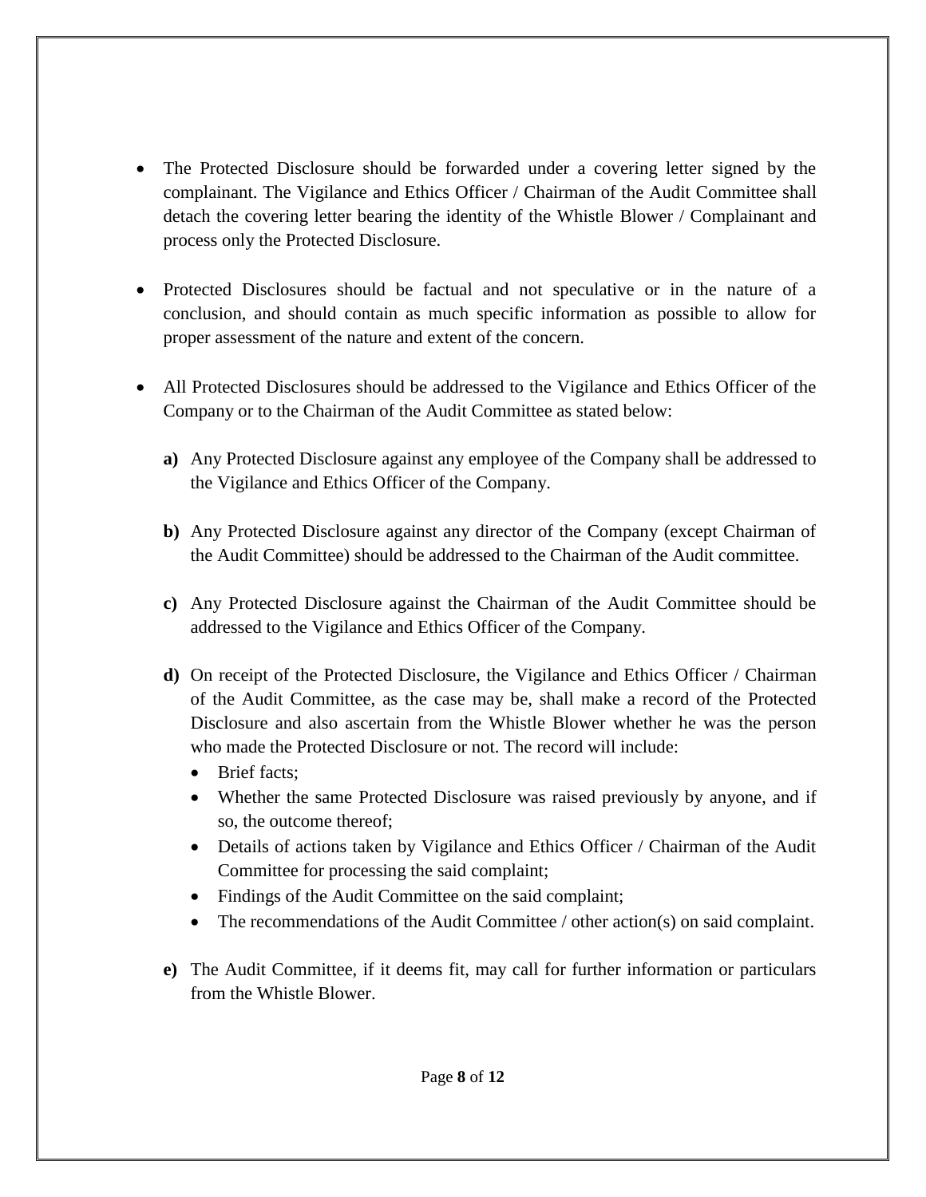- The Protected Disclosure should be forwarded under a covering letter signed by the complainant. The Vigilance and Ethics Officer / Chairman of the Audit Committee shall detach the covering letter bearing the identity of the Whistle Blower / Complainant and process only the Protected Disclosure.

- Protected Disclosures should be factual and not speculative or in the nature of a conclusion, and should contain as much specific information as possible to allow for proper assessment of the nature and extent of the concern.

- All Protected Disclosures should be addressed to the Vigilance and Ethics Officer of the Company or to the Chairman of the Audit Committee as stated below:

  **a)** Any Protected Disclosure against any employee of the Company shall be addressed to the Vigilance and Ethics Officer of the Company.

  **b)** Any Protected Disclosure against any director of the Company (except Chairman of the Audit Committee) should be addressed to the Chairman of the Audit committee.

  **c)** Any Protected Disclosure against the Chairman of the Audit Committee should be addressed to the Vigilance and Ethics Officer of the Company.

  **d)** On receipt of the Protected Disclosure, the Vigilance and Ethics Officer / Chairman of the Audit Committee, as the case may be, shall make a record of the Protected Disclosure and also ascertain from the Whistle Blower whether he was the person who made the Protected Disclosure or not. The record will include:
  - Brief facts;
  - Whether the same Protected Disclosure was raised previously by anyone, and if so, the outcome thereof;
  - Details of actions taken by Vigilance and Ethics Officer / Chairman of the Audit Committee for processing the said complaint;
  - Findings of the Audit Committee on the said complaint;
  - The recommendations of the Audit Committee / other action(s) on said complaint.

  **e)** The Audit Committee, if it deems fit, may call for further information or particulars from the Whistle Blower.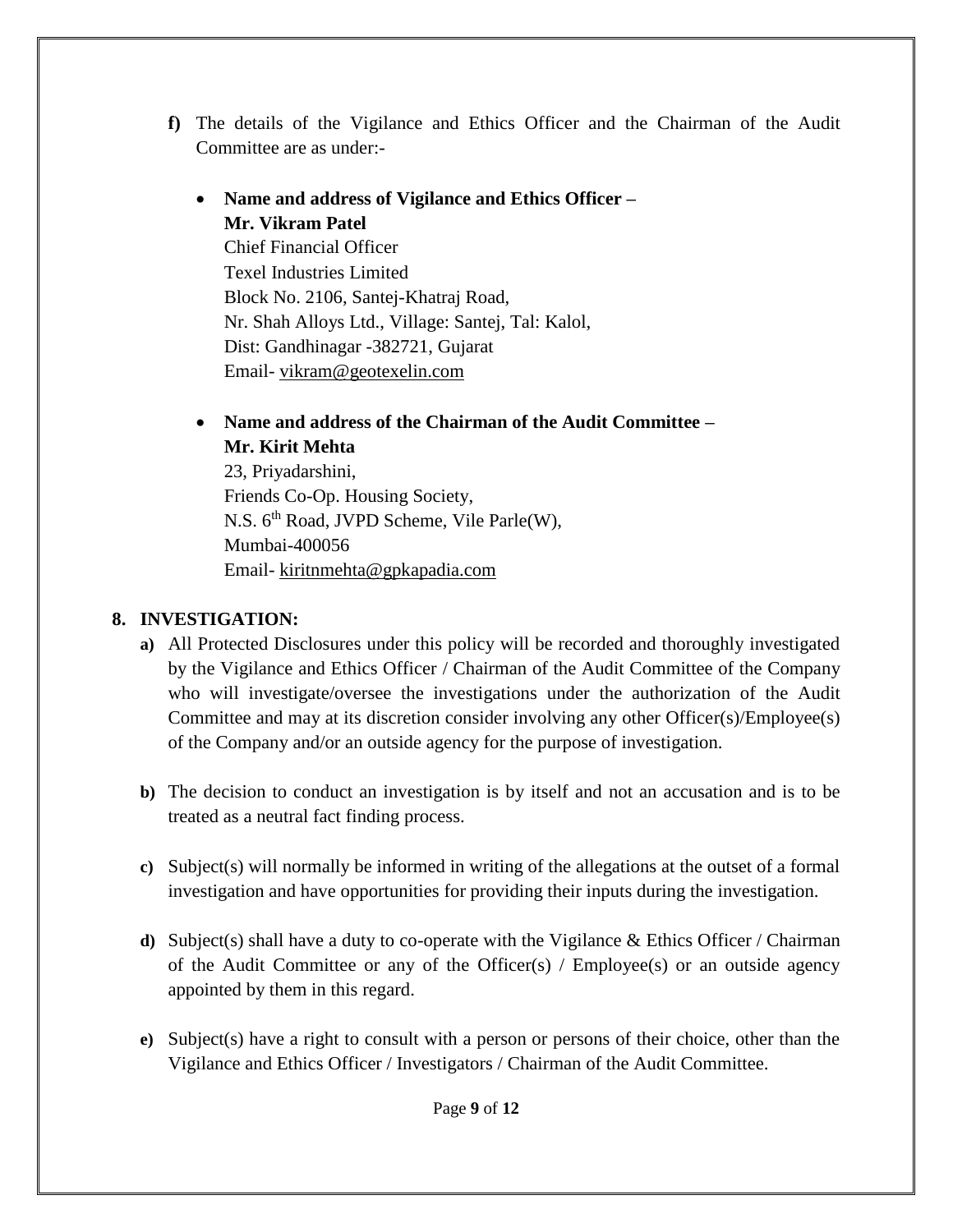**f)** The details of the Vigilance and Ethics Officer and the Chairman of the Audit Committee are as under:-

- **Name and address of Vigilance and Ethics Officer – Mr. Vikram Patel**
  Chief Financial Officer
  Texel Industries Limited
  Block No. 2106, Santej-Khatraj Road,
  Nr. Shah Alloys Ltd., Village: Santej, Tal: Kalol,
  Dist: Gandhinagar -382721, Gujarat
  Email- vikram@geotexelin.com

- **Name and address of the Chairman of the Audit Committee – Mr. Kirit Mehta**
  23, Priyadarshini,
  Friends Co-Op. Housing Society,
  N.S. 6th Road, JVPD Scheme, Vile Parle(W),
  Mumbai-400056
  Email- kiritnmehta@gpkapadia.com

## 8. INVESTIGATION:

**a)** All Protected Disclosures under this policy will be recorded and thoroughly investigated by the Vigilance and Ethics Officer / Chairman of the Audit Committee of the Company who will investigate/oversee the investigations under the authorization of the Audit Committee and may at its discretion consider involving any other Officer(s)/Employee(s) of the Company and/or an outside agency for the purpose of investigation.

**b)** The decision to conduct an investigation is by itself and not an accusation and is to be treated as a neutral fact finding process.

**c)** Subject(s) will normally be informed in writing of the allegations at the outset of a formal investigation and have opportunities for providing their inputs during the investigation.

**d)** Subject(s) shall have a duty to co-operate with the Vigilance & Ethics Officer / Chairman of the Audit Committee or any of the Officer(s) / Employee(s) or an outside agency appointed by them in this regard.

**e)** Subject(s) have a right to consult with a person or persons of their choice, other than the Vigilance and Ethics Officer / Investigators / Chairman of the Audit Committee.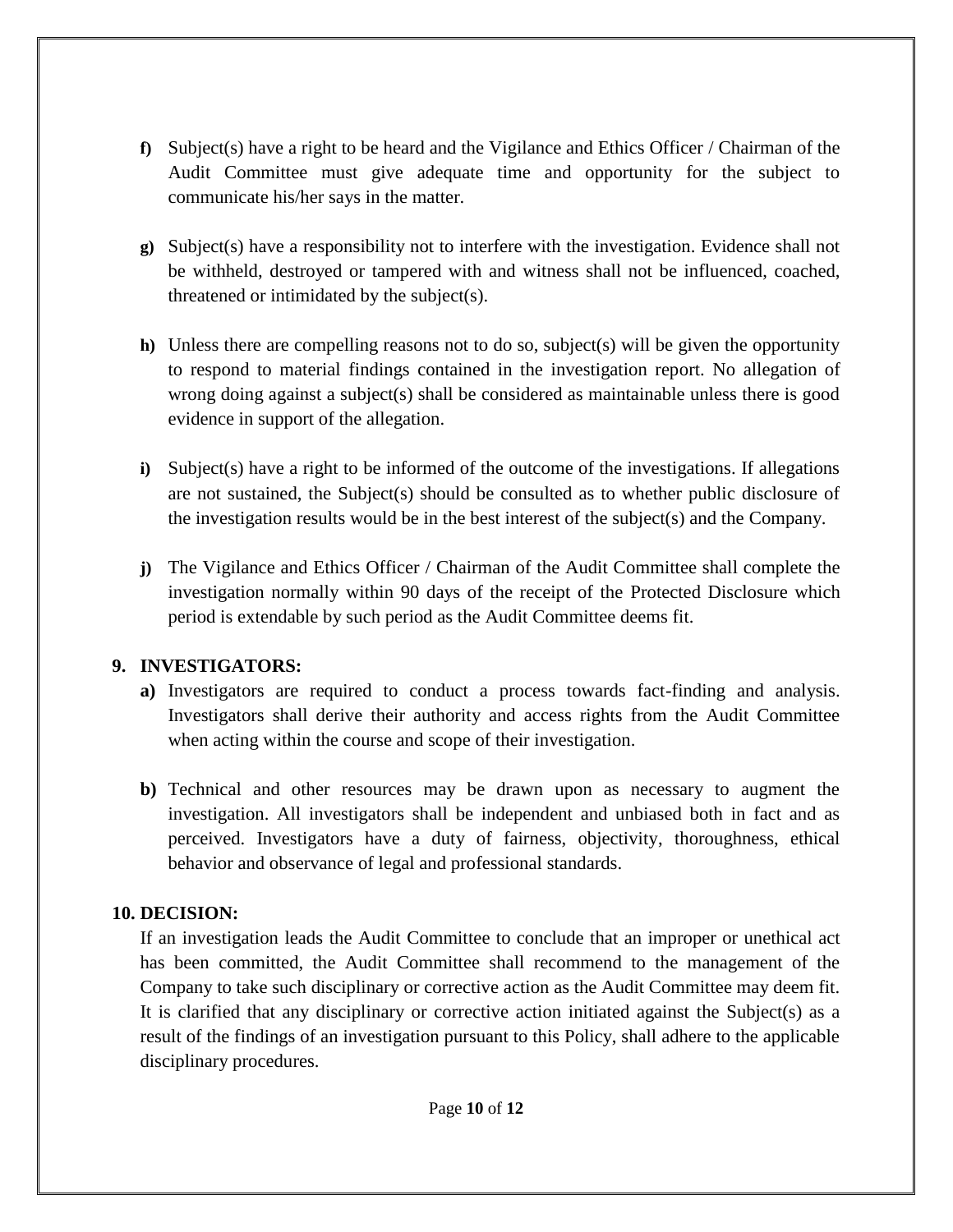**f)** Subject(s) have a right to be heard and the Vigilance and Ethics Officer / Chairman of the Audit Committee must give adequate time and opportunity for the subject to communicate his/her says in the matter.

**g)** Subject(s) have a responsibility not to interfere with the investigation. Evidence shall not be withheld, destroyed or tampered with and witness shall not be influenced, coached, threatened or intimidated by the subject(s).

**h)** Unless there are compelling reasons not to do so, subject(s) will be given the opportunity to respond to material findings contained in the investigation report. No allegation of wrong doing against a subject(s) shall be considered as maintainable unless there is good evidence in support of the allegation.

**i)** Subject(s) have a right to be informed of the outcome of the investigations. If allegations are not sustained, the Subject(s) should be consulted as to whether public disclosure of the investigation results would be in the best interest of the subject(s) and the Company.

**j)** The Vigilance and Ethics Officer / Chairman of the Audit Committee shall complete the investigation normally within 90 days of the receipt of the Protected Disclosure which period is extendable by such period as the Audit Committee deems fit.

## 9. INVESTIGATORS:

**a)** Investigators are required to conduct a process towards fact-finding and analysis. Investigators shall derive their authority and access rights from the Audit Committee when acting within the course and scope of their investigation.

**b)** Technical and other resources may be drawn upon as necessary to augment the investigation. All investigators shall be independent and unbiased both in fact and as perceived. Investigators have a duty of fairness, objectivity, thoroughness, ethical behavior and observance of legal and professional standards.

## 10. DECISION:

If an investigation leads the Audit Committee to conclude that an improper or unethical act has been committed, the Audit Committee shall recommend to the management of the Company to take such disciplinary or corrective action as the Audit Committee may deem fit. It is clarified that any disciplinary or corrective action initiated against the Subject(s) as a result of the findings of an investigation pursuant to this Policy, shall adhere to the applicable disciplinary procedures.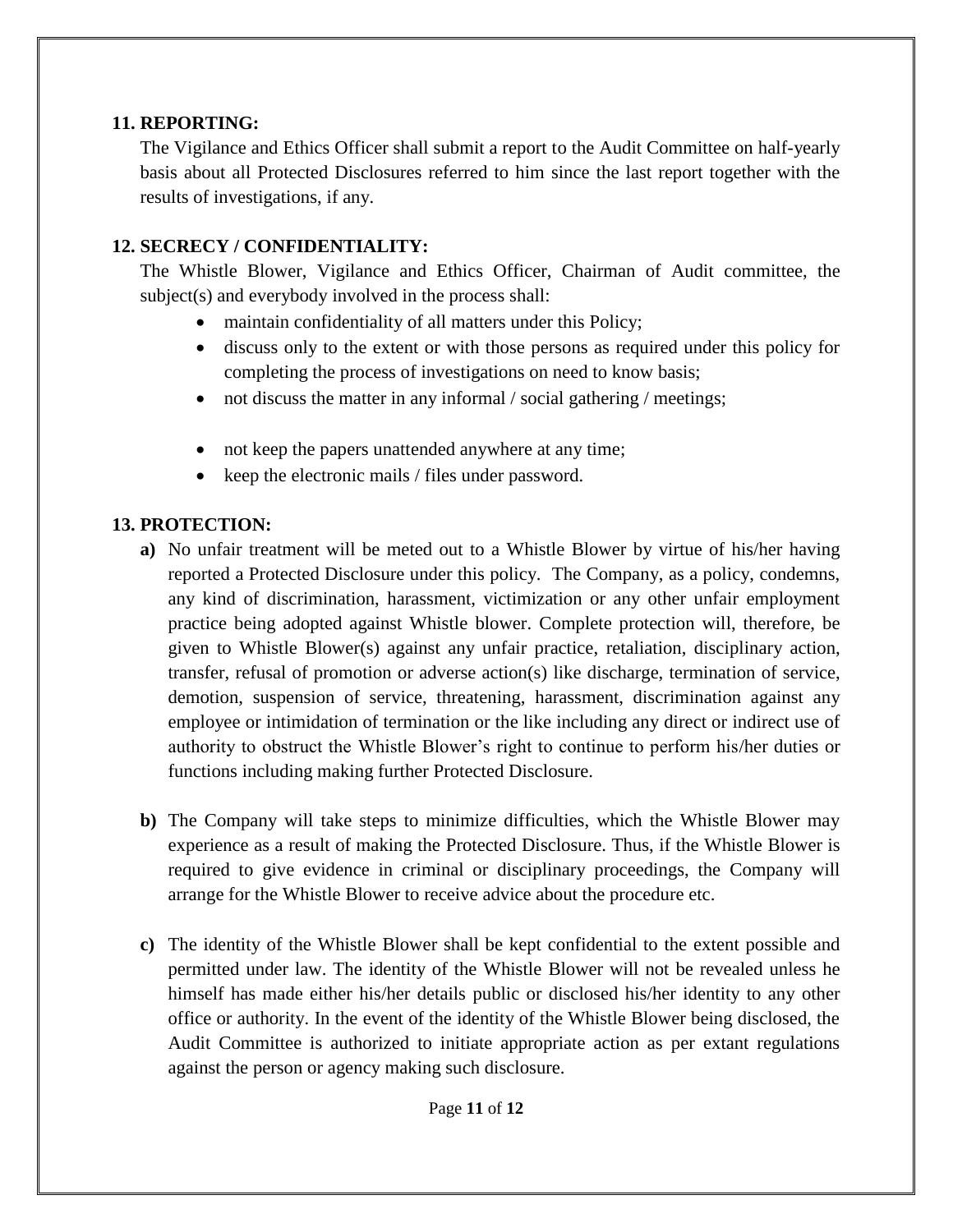## 11. REPORTING:

The Vigilance and Ethics Officer shall submit a report to the Audit Committee on half-yearly basis about all Protected Disclosures referred to him since the last report together with the results of investigations, if any.

## 12. SECRECY / CONFIDENTIALITY:

The Whistle Blower, Vigilance and Ethics Officer, Chairman of Audit committee, the subject(s) and everybody involved in the process shall:

- maintain confidentiality of all matters under this Policy;
- discuss only to the extent or with those persons as required under this policy for completing the process of investigations on need to know basis;
- not discuss the matter in any informal / social gathering / meetings;
- not keep the papers unattended anywhere at any time;
- keep the electronic mails / files under password.

## 13. PROTECTION:

**a)** No unfair treatment will be meted out to a Whistle Blower by virtue of his/her having reported a Protected Disclosure under this policy. The Company, as a policy, condemns, any kind of discrimination, harassment, victimization or any other unfair employment practice being adopted against Whistle blower. Complete protection will, therefore, be given to Whistle Blower(s) against any unfair practice, retaliation, disciplinary action, transfer, refusal of promotion or adverse action(s) like discharge, termination of service, demotion, suspension of service, threatening, harassment, discrimination against any employee or intimidation of termination or the like including any direct or indirect use of authority to obstruct the Whistle Blower's right to continue to perform his/her duties or functions including making further Protected Disclosure.

**b)** The Company will take steps to minimize difficulties, which the Whistle Blower may experience as a result of making the Protected Disclosure. Thus, if the Whistle Blower is required to give evidence in criminal or disciplinary proceedings, the Company will arrange for the Whistle Blower to receive advice about the procedure etc.

**c)** The identity of the Whistle Blower shall be kept confidential to the extent possible and permitted under law. The identity of the Whistle Blower will not be revealed unless he himself has made either his/her details public or disclosed his/her identity to any other office or authority. In the event of the identity of the Whistle Blower being disclosed, the Audit Committee is authorized to initiate appropriate action as per extant regulations against the person or agency making such disclosure.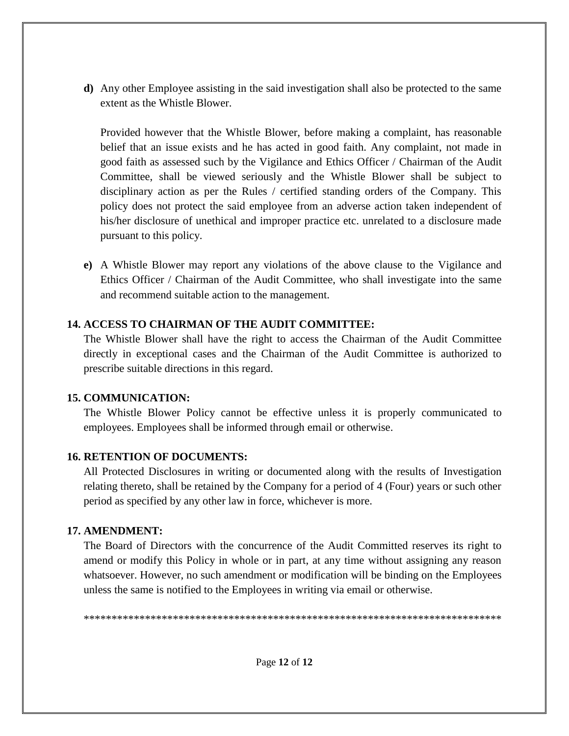**d)** Any other Employee assisting in the said investigation shall also be protected to the same extent as the Whistle Blower.

Provided however that the Whistle Blower, before making a complaint, has reasonable belief that an issue exists and he has acted in good faith. Any complaint, not made in good faith as assessed such by the Vigilance and Ethics Officer / Chairman of the Audit Committee, shall be viewed seriously and the Whistle Blower shall be subject to disciplinary action as per the Rules / certified standing orders of the Company. This policy does not protect the said employee from an adverse action taken independent of his/her disclosure of unethical and improper practice etc. unrelated to a disclosure made pursuant to this policy.

**e)** A Whistle Blower may report any violations of the above clause to the Vigilance and Ethics Officer / Chairman of the Audit Committee, who shall investigate into the same and recommend suitable action to the management.

## 14. ACCESS TO CHAIRMAN OF THE AUDIT COMMITTEE:

The Whistle Blower shall have the right to access the Chairman of the Audit Committee directly in exceptional cases and the Chairman of the Audit Committee is authorized to prescribe suitable directions in this regard.

## 15. COMMUNICATION:

The Whistle Blower Policy cannot be effective unless it is properly communicated to employees. Employees shall be informed through email or otherwise.

## 16. RETENTION OF DOCUMENTS:

All Protected Disclosures in writing or documented along with the results of Investigation relating thereto, shall be retained by the Company for a period of 4 (Four) years or such other period as specified by any other law in force, whichever is more.

## 17. AMENDMENT:

The Board of Directors with the concurrence of the Audit Committed reserves its right to amend or modify this Policy in whole or in part, at any time without assigning any reason whatsoever. However, no such amendment or modification will be binding on the Employees unless the same is notified to the Employees in writing via email or otherwise.

******************************************************************************